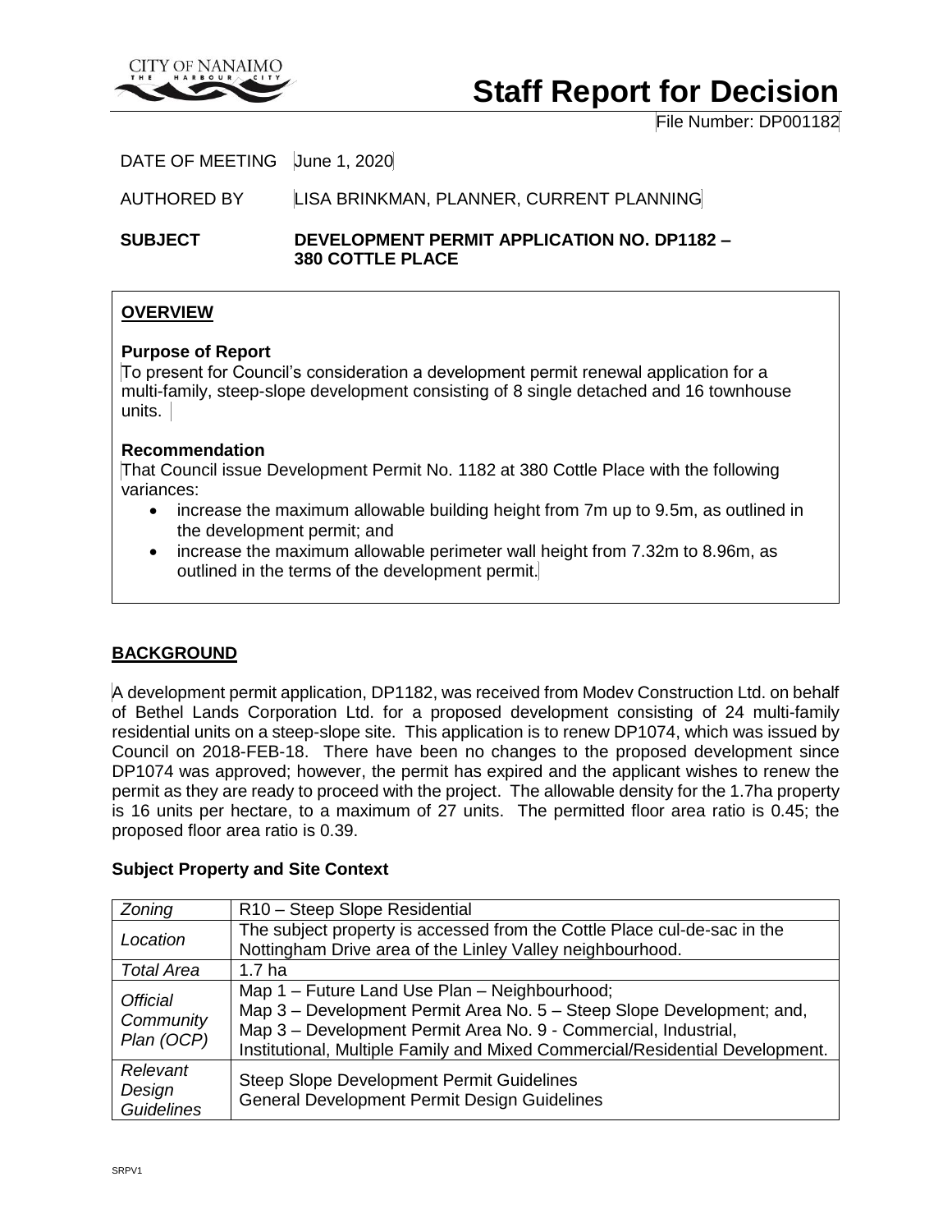CITY OF NANAIMO
THE HARBOUR CITY

# Staff Report for Decision

File Number: DP001182

DATE OF MEETING June 1, 2020

AUTHORED BY LISA BRINKMAN, PLANNER, CURRENT PLANNING

**SUBJECT DEVELOPMENT PERMIT APPLICATION NO. DP1182 – 380 COTTLE PLACE**

## OVERVIEW

### Purpose of Report

To present for Council's consideration a development permit renewal application for a multi-family, steep-slope development consisting of 8 single detached and 16 townhouse units.

### Recommendation

That Council issue Development Permit No. 1182 at 380 Cottle Place with the following variances:

- increase the maximum allowable building height from 7m up to 9.5m, as outlined in the development permit; and
- increase the maximum allowable perimeter wall height from 7.32m to 8.96m, as outlined in the terms of the development permit.

## BACKGROUND

A development permit application, DP1182, was received from Modev Construction Ltd. on behalf of Bethel Lands Corporation Ltd. for a proposed development consisting of 24 multi-family residential units on a steep-slope site. This application is to renew DP1074, which was issued by Council on 2018-FEB-18. There have been no changes to the proposed development since DP1074 was approved; however, the permit has expired and the applicant wishes to renew the permit as they are ready to proceed with the project. The allowable density for the 1.7ha property is 16 units per hectare, to a maximum of 27 units. The permitted floor area ratio is 0.45; the proposed floor area ratio is 0.39.

### Subject Property and Site Context

| | |
|---|---|
| *Zoning* | R10 – Steep Slope Residential |
| *Location* | The subject property is accessed from the Cottle Place cul-de-sac in the Nottingham Drive area of the Linley Valley neighbourhood. |
| *Total Area* | 1.7 ha |
| *Official Community Plan (OCP)* | Map 1 – Future Land Use Plan – Neighbourhood;<br>Map 3 – Development Permit Area No. 5 – Steep Slope Development; and,<br>Map 3 – Development Permit Area No. 9 - Commercial, Industrial, Institutional, Multiple Family and Mixed Commercial/Residential Development. |
| *Relevant Design Guidelines* | Steep Slope Development Permit Guidelines<br>General Development Permit Design Guidelines |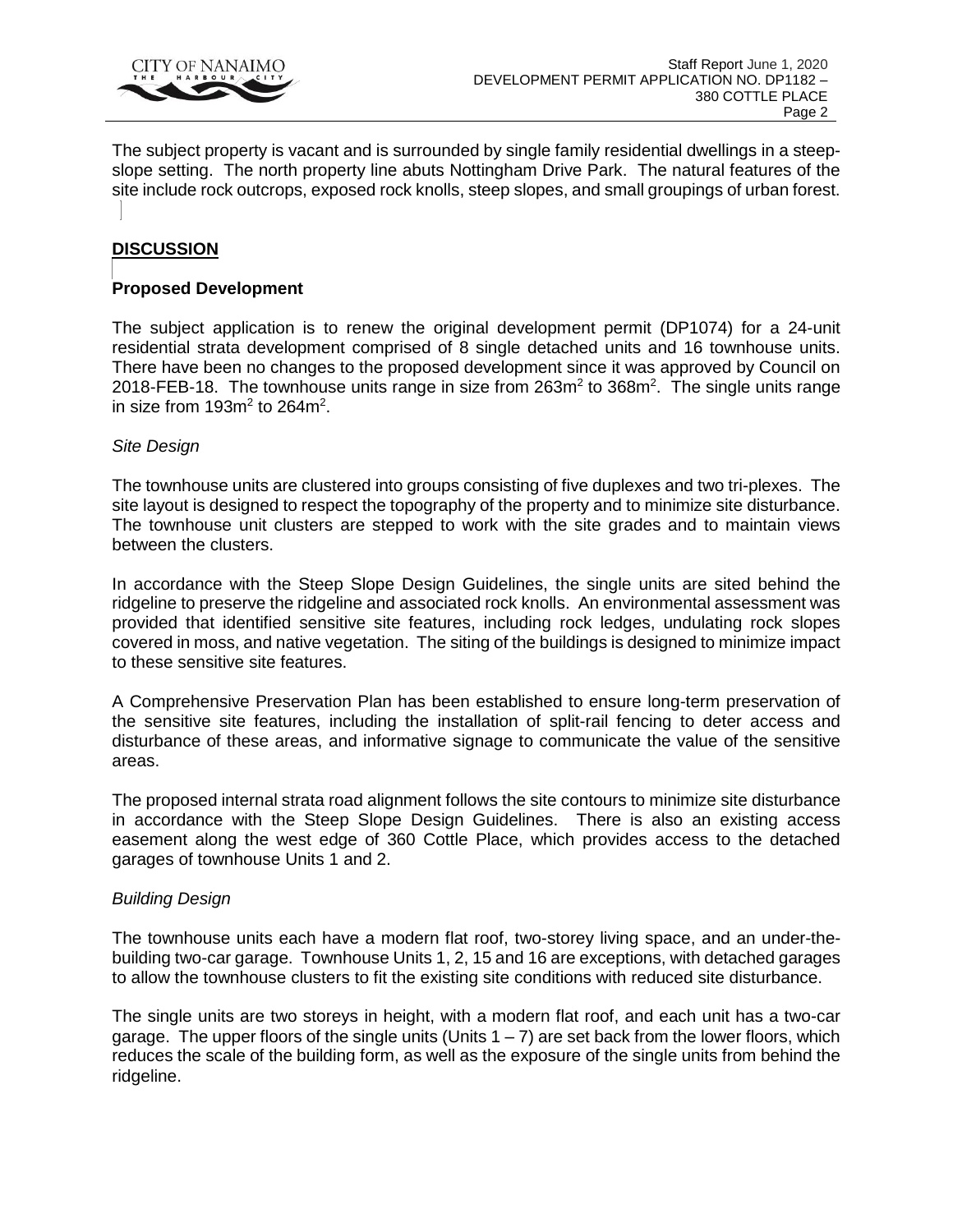The subject property is vacant and is surrounded by single family residential dwellings in a steep-slope setting. The north property line abuts Nottingham Drive Park. The natural features of the site include rock outcrops, exposed rock knolls, steep slopes, and small groupings of urban forest.

## DISCUSSION

### Proposed Development

The subject application is to renew the original development permit (DP1074) for a 24-unit residential strata development comprised of 8 single detached units and 16 townhouse units. There have been no changes to the proposed development since it was approved by Council on 2018-FEB-18. The townhouse units range in size from 263m$^2$ to 368m$^2$. The single units range in size from 193m$^2$ to 264m$^2$.

*Site Design*

The townhouse units are clustered into groups consisting of five duplexes and two tri-plexes. The site layout is designed to respect the topography of the property and to minimize site disturbance. The townhouse unit clusters are stepped to work with the site grades and to maintain views between the clusters.

In accordance with the Steep Slope Design Guidelines, the single units are sited behind the ridgeline to preserve the ridgeline and associated rock knolls. An environmental assessment was provided that identified sensitive site features, including rock ledges, undulating rock slopes covered in moss, and native vegetation. The siting of the buildings is designed to minimize impact to these sensitive site features.

A Comprehensive Preservation Plan has been established to ensure long-term preservation of the sensitive site features, including the installation of split-rail fencing to deter access and disturbance of these areas, and informative signage to communicate the value of the sensitive areas.

The proposed internal strata road alignment follows the site contours to minimize site disturbance in accordance with the Steep Slope Design Guidelines. There is also an existing access easement along the west edge of 360 Cottle Place, which provides access to the detached garages of townhouse Units 1 and 2.

*Building Design*

The townhouse units each have a modern flat roof, two-storey living space, and an under-the-building two-car garage. Townhouse Units 1, 2, 15 and 16 are exceptions, with detached garages to allow the townhouse clusters to fit the existing site conditions with reduced site disturbance.

The single units are two storeys in height, with a modern flat roof, and each unit has a two-car garage. The upper floors of the single units (Units 1 – 7) are set back from the lower floors, which reduces the scale of the building form, as well as the exposure of the single units from behind the ridgeline.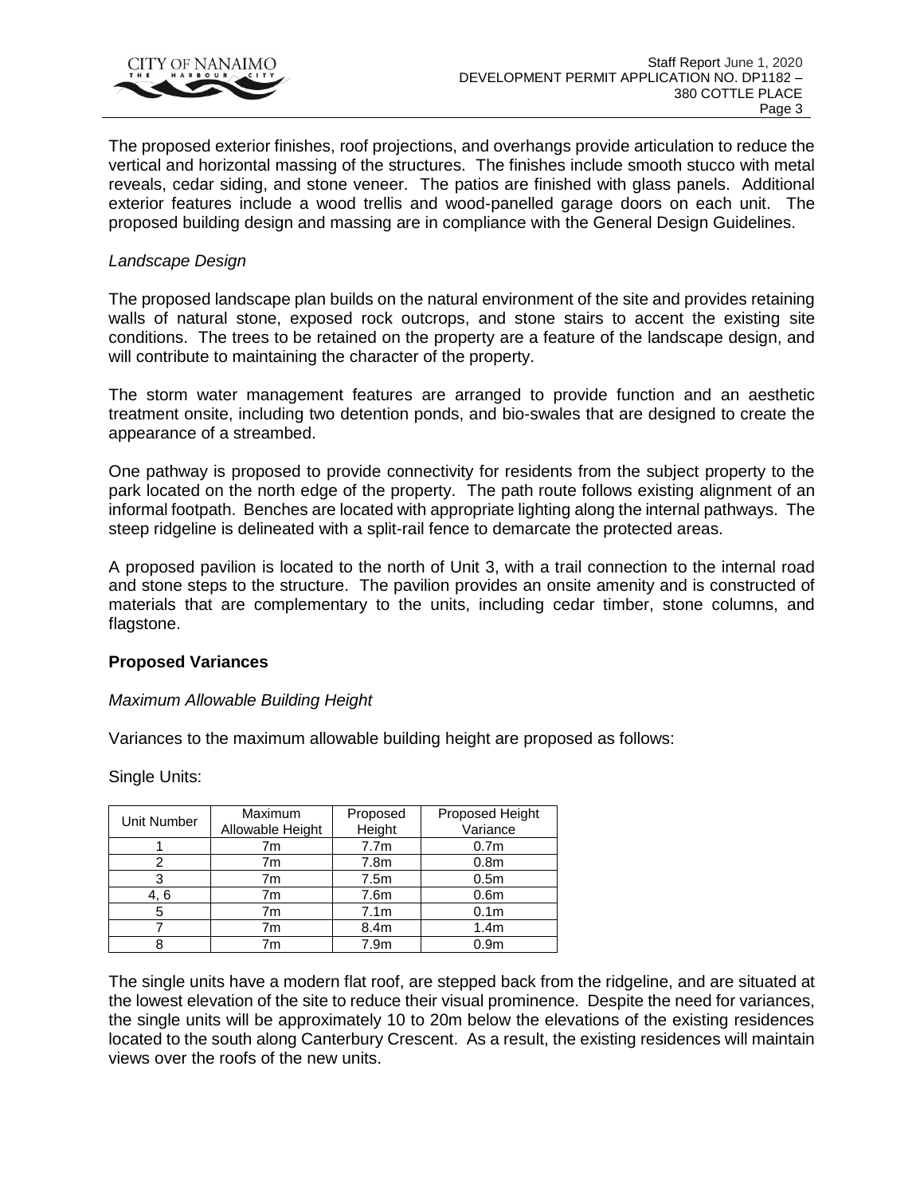The proposed exterior finishes, roof projections, and overhangs provide articulation to reduce the vertical and horizontal massing of the structures. The finishes include smooth stucco with metal reveals, cedar siding, and stone veneer. The patios are finished with glass panels. Additional exterior features include a wood trellis and wood-panelled garage doors on each unit. The proposed building design and massing are in compliance with the General Design Guidelines.

*Landscape Design*

The proposed landscape plan builds on the natural environment of the site and provides retaining walls of natural stone, exposed rock outcrops, and stone stairs to accent the existing site conditions. The trees to be retained on the property are a feature of the landscape design, and will contribute to maintaining the character of the property.

The storm water management features are arranged to provide function and an aesthetic treatment onsite, including two detention ponds, and bio-swales that are designed to create the appearance of a streambed.

One pathway is proposed to provide connectivity for residents from the subject property to the park located on the north edge of the property. The path route follows existing alignment of an informal footpath. Benches are located with appropriate lighting along the internal pathways. The steep ridgeline is delineated with a split-rail fence to demarcate the protected areas.

A proposed pavilion is located to the north of Unit 3, with a trail connection to the internal road and stone steps to the structure. The pavilion provides an onsite amenity and is constructed of materials that are complementary to the units, including cedar timber, stone columns, and flagstone.

**Proposed Variances**

*Maximum Allowable Building Height*

Variances to the maximum allowable building height are proposed as follows:

Single Units:

| Unit Number | Maximum Allowable Height | Proposed Height | Proposed Height Variance |
|---|---|---|---|
| 1 | 7m | 7.7m | 0.7m |
| 2 | 7m | 7.8m | 0.8m |
| 3 | 7m | 7.5m | 0.5m |
| 4, 6 | 7m | 7.6m | 0.6m |
| 5 | 7m | 7.1m | 0.1m |
| 7 | 7m | 8.4m | 1.4m |
| 8 | 7m | 7.9m | 0.9m |

The single units have a modern flat roof, are stepped back from the ridgeline, and are situated at the lowest elevation of the site to reduce their visual prominence. Despite the need for variances, the single units will be approximately 10 to 20m below the elevations of the existing residences located to the south along Canterbury Crescent. As a result, the existing residences will maintain views over the roofs of the new units.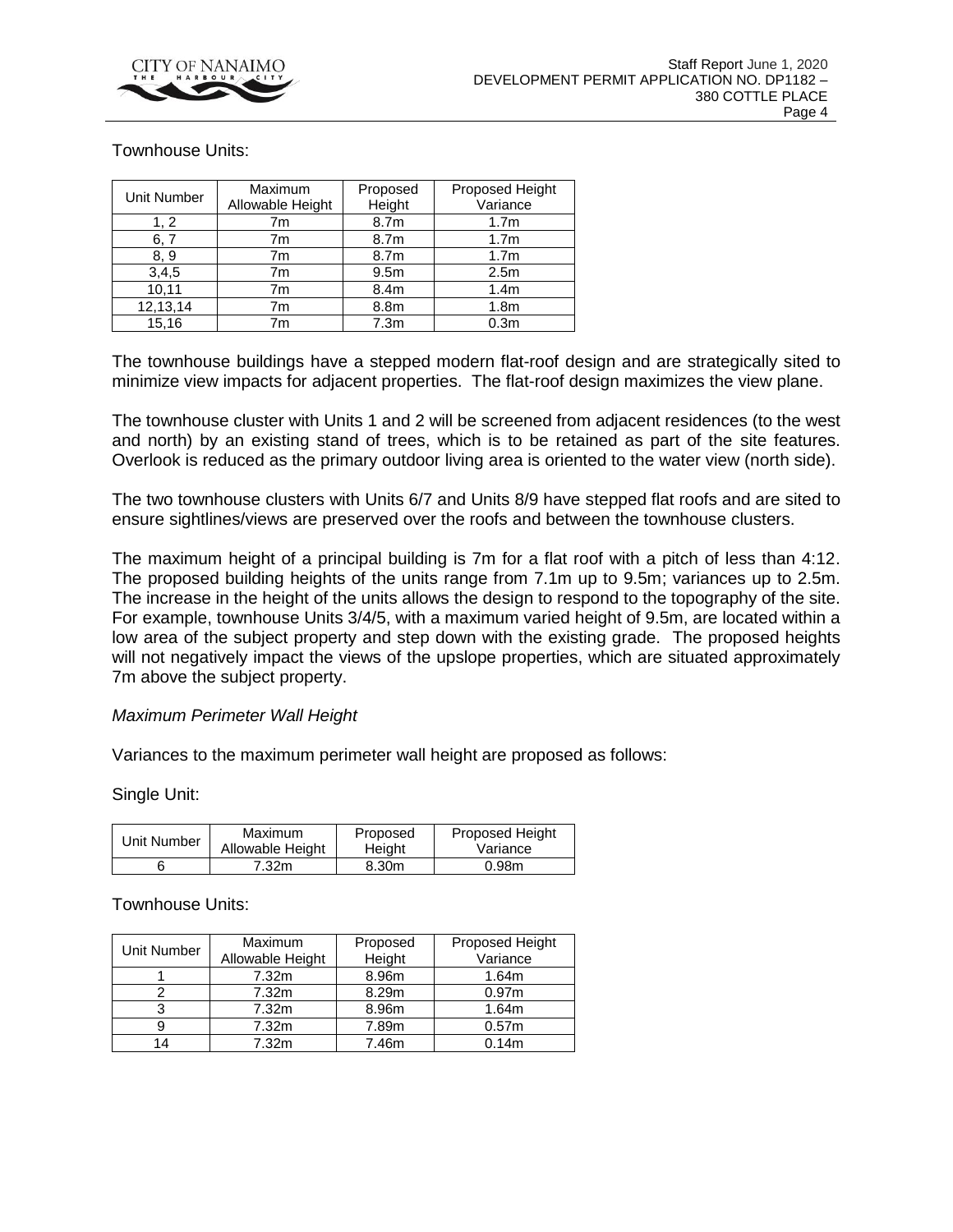Townhouse Units:

| Unit Number | Maximum Allowable Height | Proposed Height | Proposed Height Variance |
|---|---|---|---|
| 1, 2 | 7m | 8.7m | 1.7m |
| 6, 7 | 7m | 8.7m | 1.7m |
| 8, 9 | 7m | 8.7m | 1.7m |
| 3,4,5 | 7m | 9.5m | 2.5m |
| 10,11 | 7m | 8.4m | 1.4m |
| 12,13,14 | 7m | 8.8m | 1.8m |
| 15,16 | 7m | 7.3m | 0.3m |

The townhouse buildings have a stepped modern flat-roof design and are strategically sited to minimize view impacts for adjacent properties. The flat-roof design maximizes the view plane.

The townhouse cluster with Units 1 and 2 will be screened from adjacent residences (to the west and north) by an existing stand of trees, which is to be retained as part of the site features. Overlook is reduced as the primary outdoor living area is oriented to the water view (north side).

The two townhouse clusters with Units 6/7 and Units 8/9 have stepped flat roofs and are sited to ensure sightlines/views are preserved over the roofs and between the townhouse clusters.

The maximum height of a principal building is 7m for a flat roof with a pitch of less than 4:12. The proposed building heights of the units range from 7.1m up to 9.5m; variances up to 2.5m. The increase in the height of the units allows the design to respond to the topography of the site. For example, townhouse Units 3/4/5, with a maximum varied height of 9.5m, are located within a low area of the subject property and step down with the existing grade. The proposed heights will not negatively impact the views of the upslope properties, which are situated approximately 7m above the subject property.

*Maximum Perimeter Wall Height*

Variances to the maximum perimeter wall height are proposed as follows:

Single Unit:

| Unit Number | Maximum Allowable Height | Proposed Height | Proposed Height Variance |
|---|---|---|---|
| 6 | 7.32m | 8.30m | 0.98m |

Townhouse Units:

| Unit Number | Maximum Allowable Height | Proposed Height | Proposed Height Variance |
|---|---|---|---|
| 1 | 7.32m | 8.96m | 1.64m |
| 2 | 7.32m | 8.29m | 0.97m |
| 3 | 7.32m | 8.96m | 1.64m |
| 9 | 7.32m | 7.89m | 0.57m |
| 14 | 7.32m | 7.46m | 0.14m |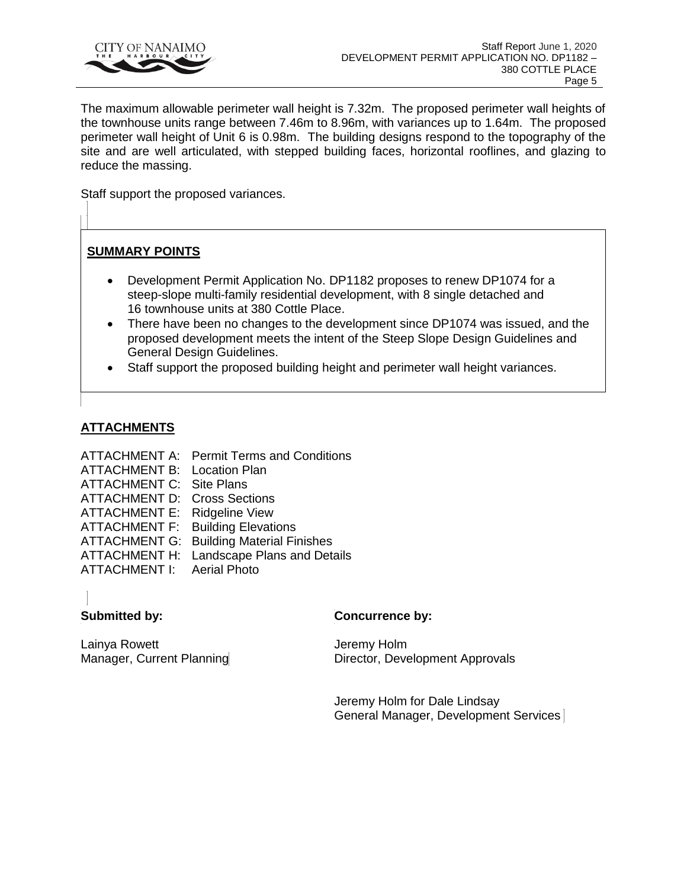The maximum allowable perimeter wall height is 7.32m. The proposed perimeter wall heights of the townhouse units range between 7.46m to 8.96m, with variances up to 1.64m. The proposed perimeter wall height of Unit 6 is 0.98m. The building designs respond to the topography of the site and are well articulated, with stepped building faces, horizontal rooflines, and glazing to reduce the massing.

Staff support the proposed variances.

**SUMMARY POINTS**

- Development Permit Application No. DP1182 proposes to renew DP1074 for a steep-slope multi-family residential development, with 8 single detached and 16 townhouse units at 380 Cottle Place.
- There have been no changes to the development since DP1074 was issued, and the proposed development meets the intent of the Steep Slope Design Guidelines and General Design Guidelines.
- Staff support the proposed building height and perimeter wall height variances.

**ATTACHMENTS**

ATTACHMENT A: Permit Terms and Conditions
ATTACHMENT B: Location Plan
ATTACHMENT C: Site Plans
ATTACHMENT D: Cross Sections
ATTACHMENT E: Ridgeline View
ATTACHMENT F: Building Elevations
ATTACHMENT G: Building Material Finishes
ATTACHMENT H: Landscape Plans and Details
ATTACHMENT I: Aerial Photo

**Submitted by:**

Lainya Rowett
Manager, Current Planning

**Concurrence by:**

Jeremy Holm
Director, Development Approvals

Jeremy Holm for Dale Lindsay
General Manager, Development Services